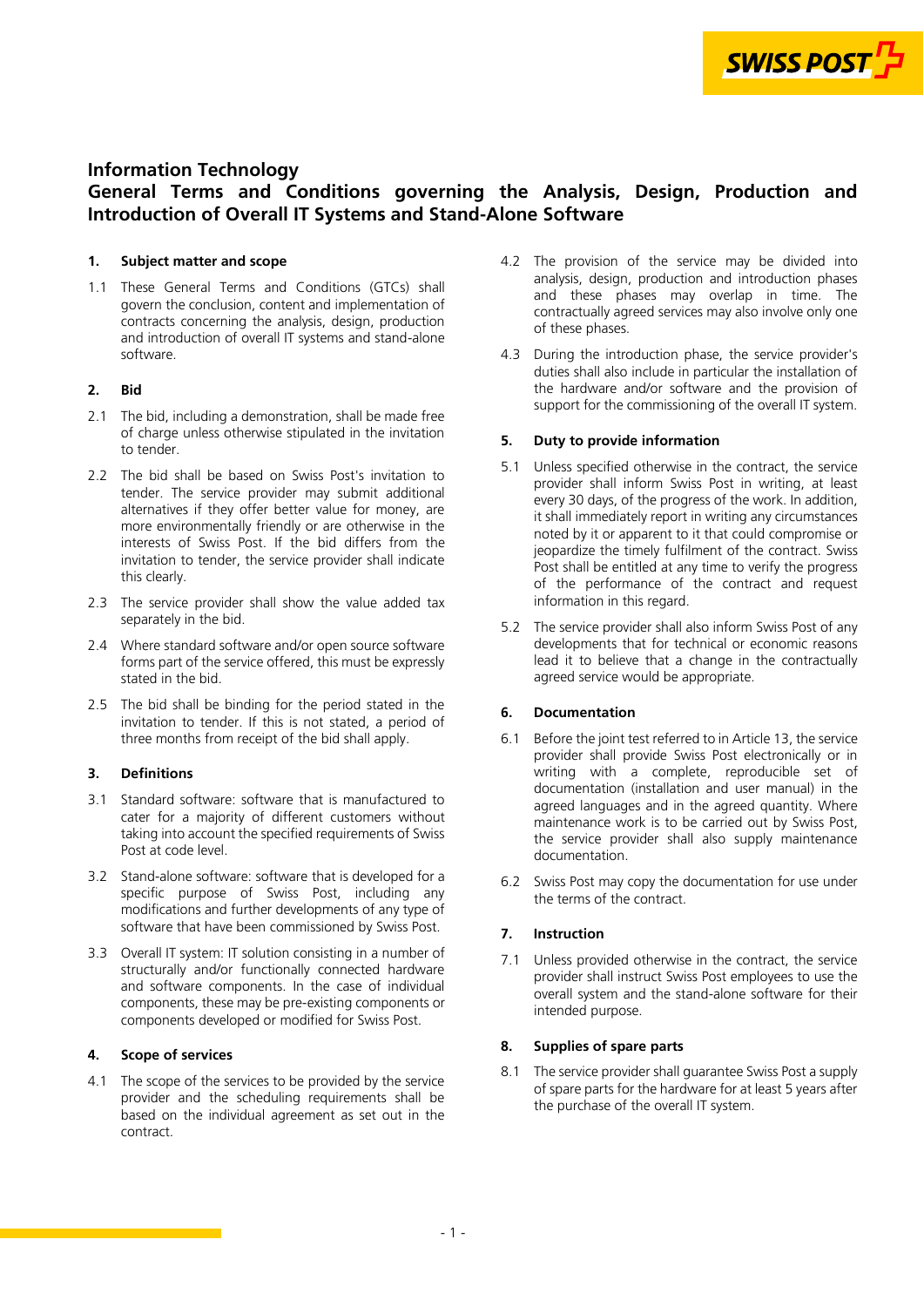# Information Technology

# General Terms and Conditions governing the Analysis, Design, Production and Introduction of Overall IT Systems and Stand-Alone Software

## 1. Subject matter and scope

1.1 These General Terms and Conditions (GTCs) shall govern the conclusion, content and implementation of contracts concerning the analysis, design, production and introduction of overall IT systems and stand-alone software.

## 2. Bid

2.1 The bid, including a demonstration, shall be made free of charge unless otherwise stipulated in the invitation to tender.

2.2 The bid shall be based on Swiss Post's invitation to tender. The service provider may submit additional alternatives if they offer better value for money, are more environmentally friendly or are otherwise in the interests of Swiss Post. If the bid differs from the invitation to tender, the service provider shall indicate this clearly.

2.3 The service provider shall show the value added tax separately in the bid.

2.4 Where standard software and/or open source software forms part of the service offered, this must be expressly stated in the bid.

2.5 The bid shall be binding for the period stated in the invitation to tender. If this is not stated, a period of three months from receipt of the bid shall apply.

## 3. Definitions

3.1 Standard software: software that is manufactured to cater for a majority of different customers without taking into account the specified requirements of Swiss Post at code level.

3.2 Stand-alone software: software that is developed for a specific purpose of Swiss Post, including any modifications and further developments of any type of software that have been commissioned by Swiss Post.

3.3 Overall IT system: IT solution consisting in a number of structurally and/or functionally connected hardware and software components. In the case of individual components, these may be pre-existing components or components developed or modified for Swiss Post.

## 4. Scope of services

4.1 The scope of the services to be provided by the service provider and the scheduling requirements shall be based on the individual agreement as set out in the contract.

4.2 The provision of the service may be divided into analysis, design, production and introduction phases and these phases may overlap in time. The contractually agreed services may also involve only one of these phases.

4.3 During the introduction phase, the service provider's duties shall also include in particular the installation of the hardware and/or software and the provision of support for the commissioning of the overall IT system.

## 5. Duty to provide information

5.1 Unless specified otherwise in the contract, the service provider shall inform Swiss Post in writing, at least every 30 days, of the progress of the work. In addition, it shall immediately report in writing any circumstances noted by it or apparent to it that could compromise or jeopardize the timely fulfilment of the contract. Swiss Post shall be entitled at any time to verify the progress of the performance of the contract and request information in this regard.

5.2 The service provider shall also inform Swiss Post of any developments that for technical or economic reasons lead it to believe that a change in the contractually agreed service would be appropriate.

## 6. Documentation

6.1 Before the joint test referred to in Article 13, the service provider shall provide Swiss Post electronically or in writing with a complete, reproducible set of documentation (installation and user manual) in the agreed languages and in the agreed quantity. Where maintenance work is to be carried out by Swiss Post, the service provider shall also supply maintenance documentation.

6.2 Swiss Post may copy the documentation for use under the terms of the contract.

## 7. Instruction

7.1 Unless provided otherwise in the contract, the service provider shall instruct Swiss Post employees to use the overall system and the stand-alone software for their intended purpose.

## 8. Supplies of spare parts

8.1 The service provider shall guarantee Swiss Post a supply of spare parts for the hardware for at least 5 years after the purchase of the overall IT system.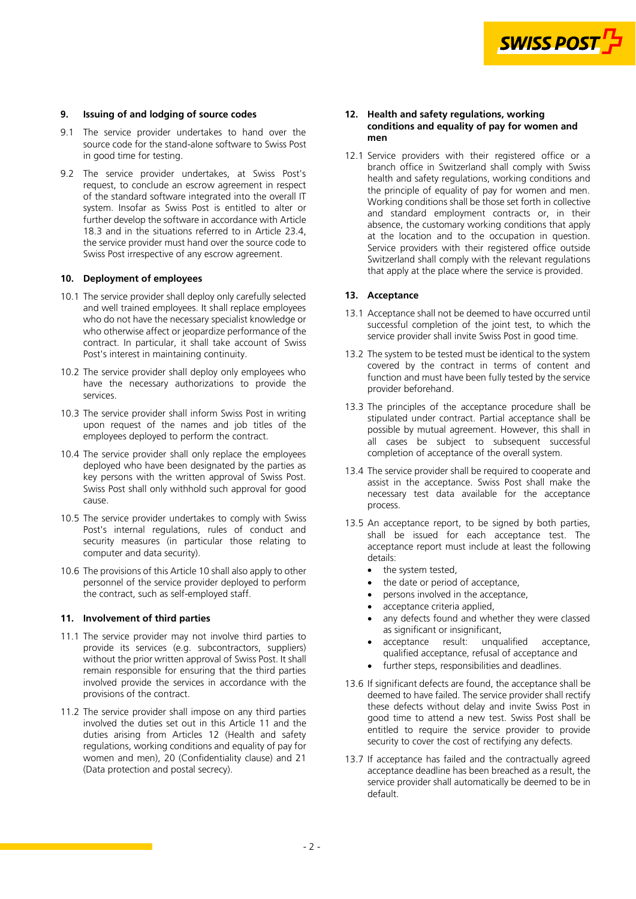## 9. Issuing of and lodging of source codes

9.1 The service provider undertakes to hand over the source code for the stand-alone software to Swiss Post in good time for testing.

9.2 The service provider undertakes, at Swiss Post's request, to conclude an escrow agreement in respect of the standard software integrated into the overall IT system. Insofar as Swiss Post is entitled to alter or further develop the software in accordance with Article 18.3 and in the situations referred to in Article 23.4, the service provider must hand over the source code to Swiss Post irrespective of any escrow agreement.

## 10. Deployment of employees

10.1 The service provider shall deploy only carefully selected and well trained employees. It shall replace employees who do not have the necessary specialist knowledge or who otherwise affect or jeopardize performance of the contract. In particular, it shall take account of Swiss Post's interest in maintaining continuity.

10.2 The service provider shall deploy only employees who have the necessary authorizations to provide the services.

10.3 The service provider shall inform Swiss Post in writing upon request of the names and job titles of the employees deployed to perform the contract.

10.4 The service provider shall only replace the employees deployed who have been designated by the parties as key persons with the written approval of Swiss Post. Swiss Post shall only withhold such approval for good cause.

10.5 The service provider undertakes to comply with Swiss Post's internal regulations, rules of conduct and security measures (in particular those relating to computer and data security).

10.6 The provisions of this Article 10 shall also apply to other personnel of the service provider deployed to perform the contract, such as self-employed staff.

## 11. Involvement of third parties

11.1 The service provider may not involve third parties to provide its services (e.g. subcontractors, suppliers) without the prior written approval of Swiss Post. It shall remain responsible for ensuring that the third parties involved provide the services in accordance with the provisions of the contract.

11.2 The service provider shall impose on any third parties involved the duties set out in this Article 11 and the duties arising from Articles 12 (Health and safety regulations, working conditions and equality of pay for women and men), 20 (Confidentiality clause) and 21 (Data protection and postal secrecy).

## 12. Health and safety regulations, working conditions and equality of pay for women and men

12.1 Service providers with their registered office or a branch office in Switzerland shall comply with Swiss health and safety regulations, working conditions and the principle of equality of pay for women and men. Working conditions shall be those set forth in collective and standard employment contracts or, in their absence, the customary working conditions that apply at the location and to the occupation in question. Service providers with their registered office outside Switzerland shall comply with the relevant regulations that apply at the place where the service is provided.

## 13. Acceptance

13.1 Acceptance shall not be deemed to have occurred until successful completion of the joint test, to which the service provider shall invite Swiss Post in good time.

13.2 The system to be tested must be identical to the system covered by the contract in terms of content and function and must have been fully tested by the service provider beforehand.

13.3 The principles of the acceptance procedure shall be stipulated under contract. Partial acceptance shall be possible by mutual agreement. However, this shall in all cases be subject to subsequent successful completion of acceptance of the overall system.

13.4 The service provider shall be required to cooperate and assist in the acceptance. Swiss Post shall make the necessary test data available for the acceptance process.

13.5 An acceptance report, to be signed by both parties, shall be issued for each acceptance test. The acceptance report must include at least the following details:

- the system tested,
- the date or period of acceptance,
- persons involved in the acceptance,
- acceptance criteria applied,
- any defects found and whether they were classed as significant or insignificant,
- acceptance result: unqualified acceptance, qualified acceptance, refusal of acceptance and
- further steps, responsibilities and deadlines.

13.6 If significant defects are found, the acceptance shall be deemed to have failed. The service provider shall rectify these defects without delay and invite Swiss Post in good time to attend a new test. Swiss Post shall be entitled to require the service provider to provide security to cover the cost of rectifying any defects.

13.7 If acceptance has failed and the contractually agreed acceptance deadline has been breached as a result, the service provider shall automatically be deemed to be in default.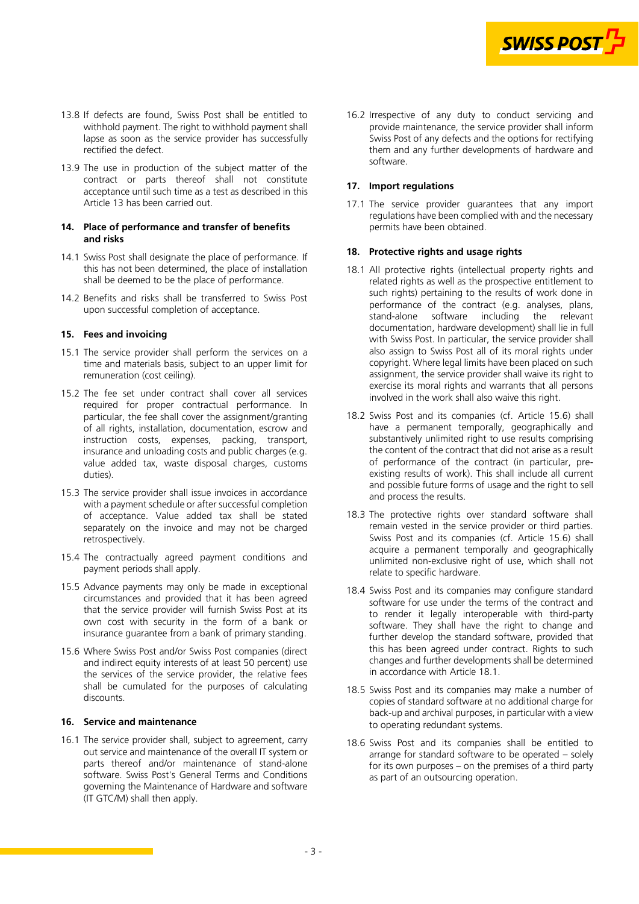13.8 If defects are found, Swiss Post shall be entitled to withhold payment. The right to withhold payment shall lapse as soon as the service provider has successfully rectified the defect.

13.9 The use in production of the subject matter of the contract or parts thereof shall not constitute acceptance until such time as a test as described in this Article 13 has been carried out.

## 14. Place of performance and transfer of benefits and risks

14.1 Swiss Post shall designate the place of performance. If this has not been determined, the place of installation shall be deemed to be the place of performance.

14.2 Benefits and risks shall be transferred to Swiss Post upon successful completion of acceptance.

## 15. Fees and invoicing

15.1 The service provider shall perform the services on a time and materials basis, subject to an upper limit for remuneration (cost ceiling).

15.2 The fee set under contract shall cover all services required for proper contractual performance. In particular, the fee shall cover the assignment/granting of all rights, installation, documentation, escrow and instruction costs, expenses, packing, transport, insurance and unloading costs and public charges (e.g. value added tax, waste disposal charges, customs duties).

15.3 The service provider shall issue invoices in accordance with a payment schedule or after successful completion of acceptance. Value added tax shall be stated separately on the invoice and may not be charged retrospectively.

15.4 The contractually agreed payment conditions and payment periods shall apply.

15.5 Advance payments may only be made in exceptional circumstances and provided that it has been agreed that the service provider will furnish Swiss Post at its own cost with security in the form of a bank or insurance guarantee from a bank of primary standing.

15.6 Where Swiss Post and/or Swiss Post companies (direct and indirect equity interests of at least 50 percent) use the services of the service provider, the relative fees shall be cumulated for the purposes of calculating discounts.

## 16. Service and maintenance

16.1 The service provider shall, subject to agreement, carry out service and maintenance of the overall IT system or parts thereof and/or maintenance of stand-alone software. Swiss Post's General Terms and Conditions governing the Maintenance of Hardware and software (IT GTC/M) shall then apply.

16.2 Irrespective of any duty to conduct servicing and provide maintenance, the service provider shall inform Swiss Post of any defects and the options for rectifying them and any further developments of hardware and software.

## 17. Import regulations

17.1 The service provider guarantees that any import regulations have been complied with and the necessary permits have been obtained.

## 18. Protective rights and usage rights

18.1 All protective rights (intellectual property rights and related rights as well as the prospective entitlement to such rights) pertaining to the results of work done in performance of the contract (e.g. analyses, plans, stand-alone software including the relevant documentation, hardware development) shall lie in full with Swiss Post. In particular, the service provider shall also assign to Swiss Post all of its moral rights under copyright. Where legal limits have been placed on such assignment, the service provider shall waive its right to exercise its moral rights and warrants that all persons involved in the work shall also waive this right.

18.2 Swiss Post and its companies (cf. Article 15.6) shall have a permanent temporally, geographically and substantively unlimited right to use results comprising the content of the contract that did not arise as a result of performance of the contract (in particular, pre-existing results of work). This shall include all current and possible future forms of usage and the right to sell and process the results.

18.3 The protective rights over standard software shall remain vested in the service provider or third parties. Swiss Post and its companies (cf. Article 15.6) shall acquire a permanent temporally and geographically unlimited non-exclusive right of use, which shall not relate to specific hardware.

18.4 Swiss Post and its companies may configure standard software for use under the terms of the contract and to render it legally interoperable with third-party software. They shall have the right to change and further develop the standard software, provided that this has been agreed under contract. Rights to such changes and further developments shall be determined in accordance with Article 18.1.

18.5 Swiss Post and its companies may make a number of copies of standard software at no additional charge for back-up and archival purposes, in particular with a view to operating redundant systems.

18.6 Swiss Post and its companies shall be entitled to arrange for standard software to be operated – solely for its own purposes – on the premises of a third party as part of an outsourcing operation.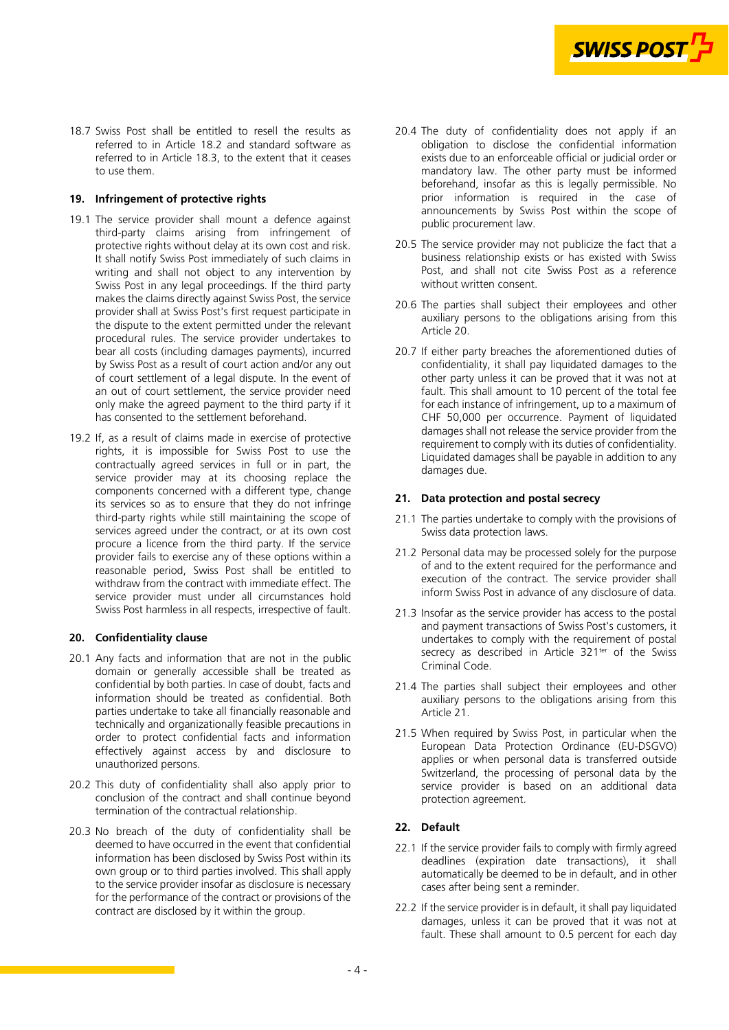18.7 Swiss Post shall be entitled to resell the results as referred to in Article 18.2 and standard software as referred to in Article 18.3, to the extent that it ceases to use them.

## 19. Infringement of protective rights

19.1 The service provider shall mount a defence against third-party claims arising from infringement of protective rights without delay at its own cost and risk. It shall notify Swiss Post immediately of such claims in writing and shall not object to any intervention by Swiss Post in any legal proceedings. If the third party makes the claims directly against Swiss Post, the service provider shall at Swiss Post's first request participate in the dispute to the extent permitted under the relevant procedural rules. The service provider undertakes to bear all costs (including damages payments), incurred by Swiss Post as a result of court action and/or any out of court settlement of a legal dispute. In the event of an out of court settlement, the service provider need only make the agreed payment to the third party if it has consented to the settlement beforehand.

19.2 If, as a result of claims made in exercise of protective rights, it is impossible for Swiss Post to use the contractually agreed services in full or in part, the service provider may at its choosing replace the components concerned with a different type, change its services so as to ensure that they do not infringe third-party rights while still maintaining the scope of services agreed under the contract, or at its own cost procure a licence from the third party. If the service provider fails to exercise any of these options within a reasonable period, Swiss Post shall be entitled to withdraw from the contract with immediate effect. The service provider must under all circumstances hold Swiss Post harmless in all respects, irrespective of fault.

## 20. Confidentiality clause

20.1 Any facts and information that are not in the public domain or generally accessible shall be treated as confidential by both parties. In case of doubt, facts and information should be treated as confidential. Both parties undertake to take all financially reasonable and technically and organizationally feasible precautions in order to protect confidential facts and information effectively against access by and disclosure to unauthorized persons.

20.2 This duty of confidentiality shall also apply prior to conclusion of the contract and shall continue beyond termination of the contractual relationship.

20.3 No breach of the duty of confidentiality shall be deemed to have occurred in the event that confidential information has been disclosed by Swiss Post within its own group or to third parties involved. This shall apply to the service provider insofar as disclosure is necessary for the performance of the contract or provisions of the contract are disclosed by it within the group.

20.4 The duty of confidentiality does not apply if an obligation to disclose the confidential information exists due to an enforceable official or judicial order or mandatory law. The other party must be informed beforehand, insofar as this is legally permissible. No prior information is required in the case of announcements by Swiss Post within the scope of public procurement law.

20.5 The service provider may not publicize the fact that a business relationship exists or has existed with Swiss Post, and shall not cite Swiss Post as a reference without written consent.

20.6 The parties shall subject their employees and other auxiliary persons to the obligations arising from this Article 20.

20.7 If either party breaches the aforementioned duties of confidentiality, it shall pay liquidated damages to the other party unless it can be proved that it was not at fault. This shall amount to 10 percent of the total fee for each instance of infringement, up to a maximum of CHF 50,000 per occurrence. Payment of liquidated damages shall not release the service provider from the requirement to comply with its duties of confidentiality. Liquidated damages shall be payable in addition to any damages due.

## 21. Data protection and postal secrecy

21.1 The parties undertake to comply with the provisions of Swiss data protection laws.

21.2 Personal data may be processed solely for the purpose of and to the extent required for the performance and execution of the contract. The service provider shall inform Swiss Post in advance of any disclosure of data.

21.3 Insofar as the service provider has access to the postal and payment transactions of Swiss Post's customers, it undertakes to comply with the requirement of postal secrecy as described in Article 321[ter] of the Swiss Criminal Code.

21.4 The parties shall subject their employees and other auxiliary persons to the obligations arising from this Article 21.

21.5 When required by Swiss Post, in particular when the European Data Protection Ordinance (EU-DSGVO) applies or when personal data is transferred outside Switzerland, the processing of personal data by the service provider is based on an additional data protection agreement.

## 22. Default

22.1 If the service provider fails to comply with firmly agreed deadlines (expiration date transactions), it shall automatically be deemed to be in default, and in other cases after being sent a reminder.

22.2 If the service provider is in default, it shall pay liquidated damages, unless it can be proved that it was not at fault. These shall amount to 0.5 percent for each day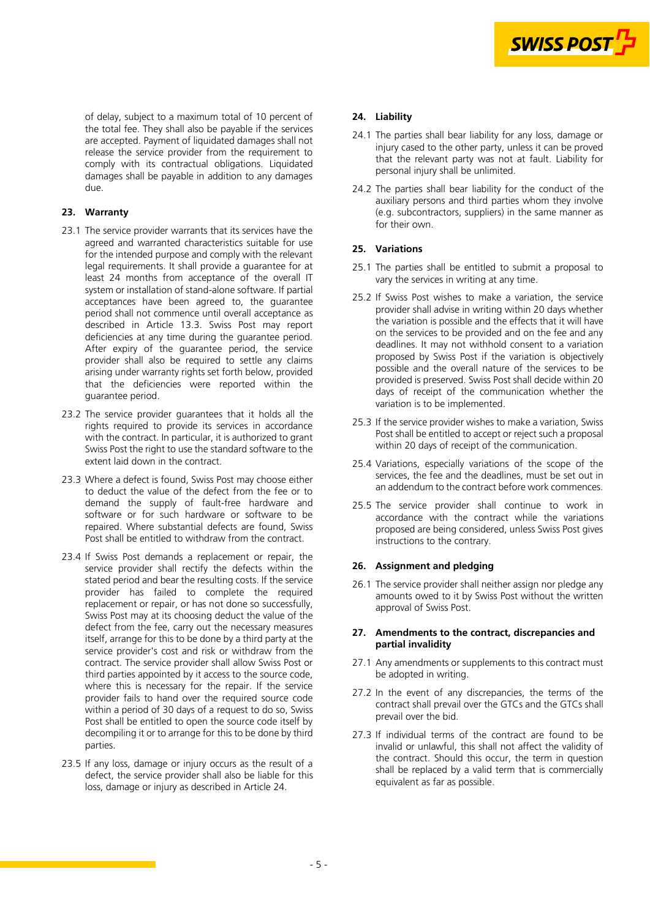of delay, subject to a maximum total of 10 percent of the total fee. They shall also be payable if the services are accepted. Payment of liquidated damages shall not release the service provider from the requirement to comply with its contractual obligations. Liquidated damages shall be payable in addition to any damages due.

## 23. Warranty

23.1 The service provider warrants that its services have the agreed and warranted characteristics suitable for use for the intended purpose and comply with the relevant legal requirements. It shall provide a guarantee for at least 24 months from acceptance of the overall IT system or installation of stand-alone software. If partial acceptances have been agreed to, the guarantee period shall not commence until overall acceptance as described in Article 13.3. Swiss Post may report deficiencies at any time during the guarantee period. After expiry of the guarantee period, the service provider shall also be required to settle any claims arising under warranty rights set forth below, provided that the deficiencies were reported within the guarantee period.

23.2 The service provider guarantees that it holds all the rights required to provide its services in accordance with the contract. In particular, it is authorized to grant Swiss Post the right to use the standard software to the extent laid down in the contract.

23.3 Where a defect is found, Swiss Post may choose either to deduct the value of the defect from the fee or to demand the supply of fault-free hardware and software or for such hardware or software to be repaired. Where substantial defects are found, Swiss Post shall be entitled to withdraw from the contract.

23.4 If Swiss Post demands a replacement or repair, the service provider shall rectify the defects within the stated period and bear the resulting costs. If the service provider has failed to complete the required replacement or repair, or has not done so successfully, Swiss Post may at its choosing deduct the value of the defect from the fee, carry out the necessary measures itself, arrange for this to be done by a third party at the service provider's cost and risk or withdraw from the contract. The service provider shall allow Swiss Post or third parties appointed by it access to the source code, where this is necessary for the repair. If the service provider fails to hand over the required source code within a period of 30 days of a request to do so, Swiss Post shall be entitled to open the source code itself by decompiling it or to arrange for this to be done by third parties.

23.5 If any loss, damage or injury occurs as the result of a defect, the service provider shall also be liable for this loss, damage or injury as described in Article 24.

## 24. Liability

24.1 The parties shall bear liability for any loss, damage or injury cased to the other party, unless it can be proved that the relevant party was not at fault. Liability for personal injury shall be unlimited.

24.2 The parties shall bear liability for the conduct of the auxiliary persons and third parties whom they involve (e.g. subcontractors, suppliers) in the same manner as for their own.

## 25. Variations

25.1 The parties shall be entitled to submit a proposal to vary the services in writing at any time.

25.2 If Swiss Post wishes to make a variation, the service provider shall advise in writing within 20 days whether the variation is possible and the effects that it will have on the services to be provided and on the fee and any deadlines. It may not withhold consent to a variation proposed by Swiss Post if the variation is objectively possible and the overall nature of the services to be provided is preserved. Swiss Post shall decide within 20 days of receipt of the communication whether the variation is to be implemented.

25.3 If the service provider wishes to make a variation, Swiss Post shall be entitled to accept or reject such a proposal within 20 days of receipt of the communication.

25.4 Variations, especially variations of the scope of the services, the fee and the deadlines, must be set out in an addendum to the contract before work commences.

25.5 The service provider shall continue to work in accordance with the contract while the variations proposed are being considered, unless Swiss Post gives instructions to the contrary.

## 26. Assignment and pledging

26.1 The service provider shall neither assign nor pledge any amounts owed to it by Swiss Post without the written approval of Swiss Post.

## 27. Amendments to the contract, discrepancies and partial invalidity

27.1 Any amendments or supplements to this contract must be adopted in writing.

27.2 In the event of any discrepancies, the terms of the contract shall prevail over the GTCs and the GTCs shall prevail over the bid.

27.3 If individual terms of the contract are found to be invalid or unlawful, this shall not affect the validity of the contract. Should this occur, the term in question shall be replaced by a valid term that is commercially equivalent as far as possible.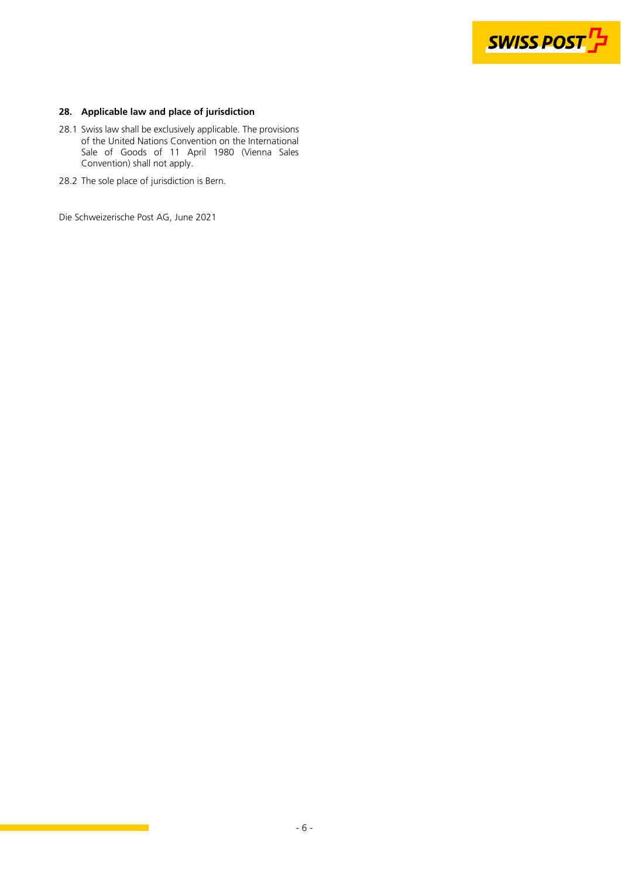## 28. Applicable law and place of jurisdiction

28.1 Swiss law shall be exclusively applicable. The provisions of the United Nations Convention on the International Sale of Goods of 11 April 1980 (Vienna Sales Convention) shall not apply.

28.2 The sole place of jurisdiction is Bern.

Die Schweizerische Post AG, June 2021